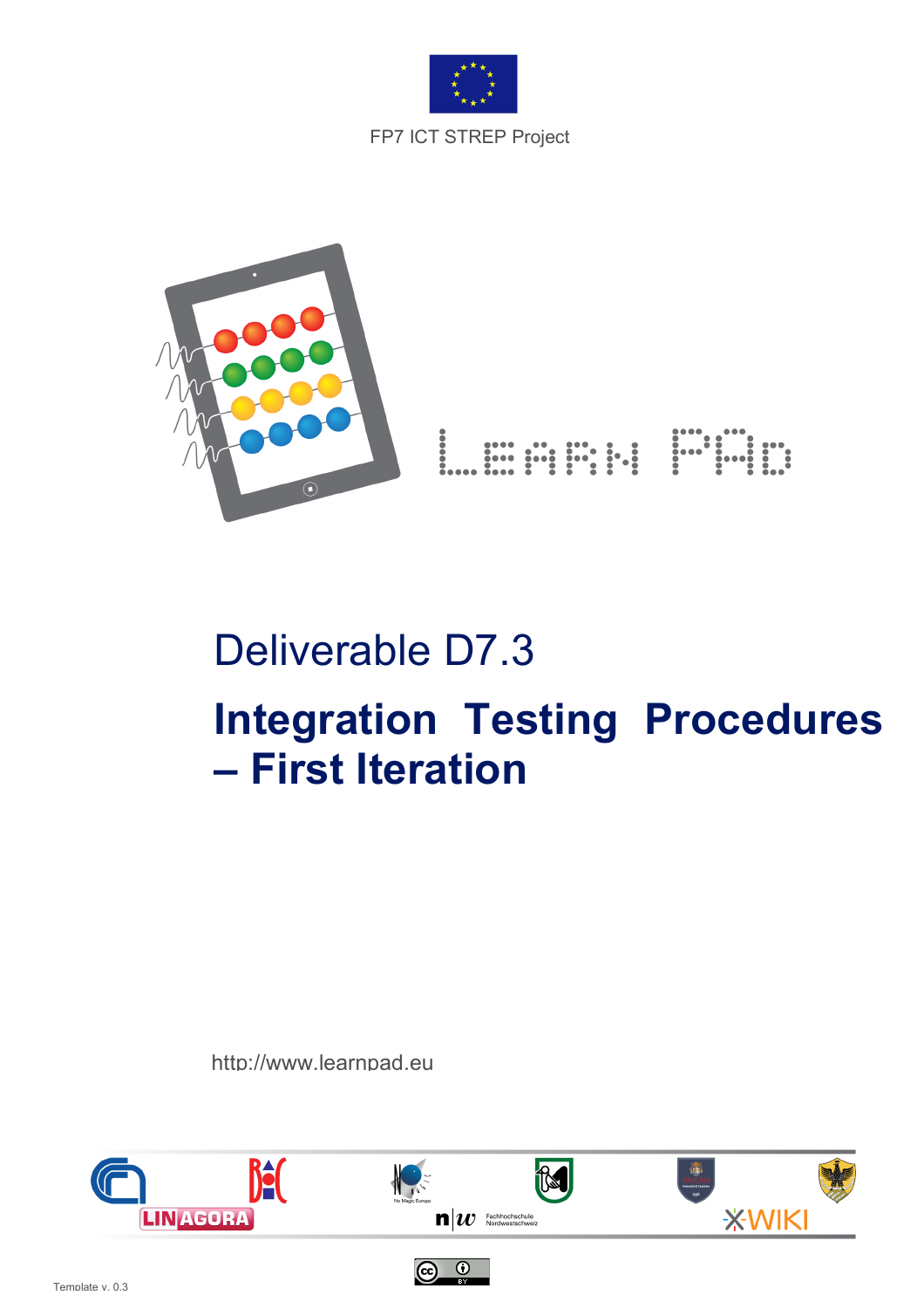FP7 ICT STREP Project

# Deliverable D7.3

# Integration Testing Procedures – First Iteration

http://www.learnpad.eu

Template v. 0.3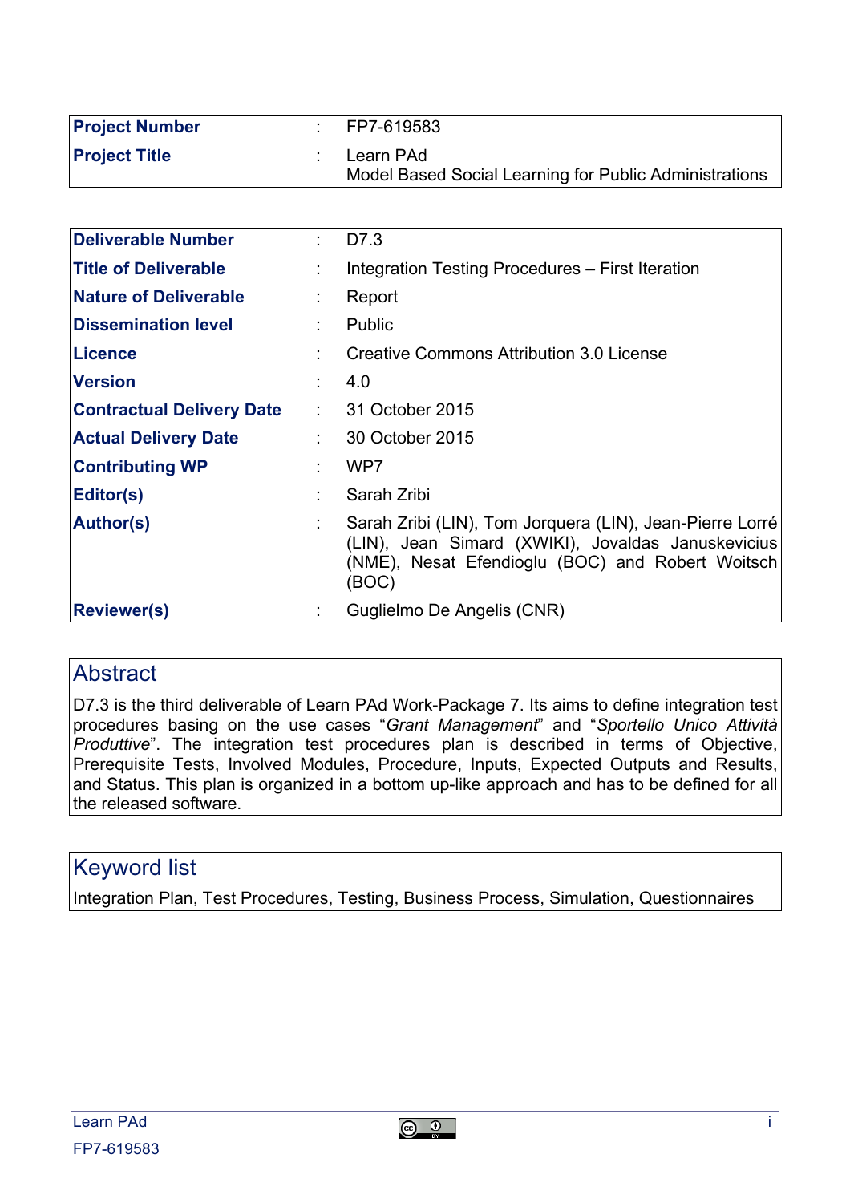| | | |
|---|---|---|
| **Project Number** | : | FP7-619583 |
| **Project Title** | : | Learn PAd<br>Model Based Social Learning for Public Administrations |

| | | |
|---|---|---|
| **Deliverable Number** | : | D7.3 |
| **Title of Deliverable** | : | Integration Testing Procedures – First Iteration |
| **Nature of Deliverable** | : | Report |
| **Dissemination level** | : | Public |
| **Licence** | : | Creative Commons Attribution 3.0 License |
| **Version** | : | 4.0 |
| **Contractual Delivery Date** | : | 31 October 2015 |
| **Actual Delivery Date** | : | 30 October 2015 |
| **Contributing WP** | : | WP7 |
| **Editor(s)** | : | Sarah Zribi |
| **Author(s)** | : | Sarah Zribi (LIN), Tom Jorquera (LIN), Jean-Pierre Lorré (LIN), Jean Simard (XWIKI), Jovaldas Januskevicius (NME), Nesat Efendioglu (BOC) and Robert Woitsch (BOC) |
| **Reviewer(s)** | : | Guglielmo De Angelis (CNR) |

## Abstract

D7.3 is the third deliverable of Learn PAd Work-Package 7. Its aims to define integration test procedures basing on the use cases "*Grant Management*" and "*Sportello Unico Attività Produttive*". The integration test procedures plan is described in terms of Objective, Prerequisite Tests, Involved Modules, Procedure, Inputs, Expected Outputs and Results, and Status. This plan is organized in a bottom up-like approach and has to be defined for all the released software.

## Keyword list

Integration Plan, Test Procedures, Testing, Business Process, Simulation, Questionnaires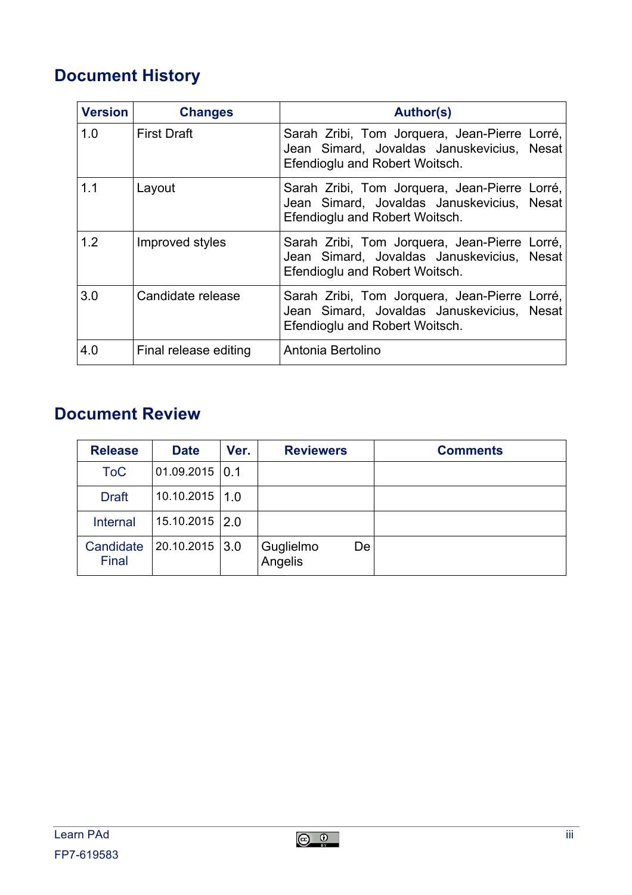## Document History

| Version | Changes | Author(s) |
|---|---|---|
| 1.0 | First Draft | Sarah Zribi, Tom Jorquera, Jean-Pierre Lorré, Jean Simard, Jovaldas Januskevicius, Nesat Efendioglu and Robert Woitsch. |
| 1.1 | Layout | Sarah Zribi, Tom Jorquera, Jean-Pierre Lorré, Jean Simard, Jovaldas Januskevicius, Nesat Efendioglu and Robert Woitsch. |
| 1.2 | Improved styles | Sarah Zribi, Tom Jorquera, Jean-Pierre Lorré, Jean Simard, Jovaldas Januskevicius, Nesat Efendioglu and Robert Woitsch. |
| 3.0 | Candidate release | Sarah Zribi, Tom Jorquera, Jean-Pierre Lorré, Jean Simard, Jovaldas Januskevicius, Nesat Efendioglu and Robert Woitsch. |
| 4.0 | Final release editing | Antonia Bertolino |

## Document Review

| Release | Date | Ver. | Reviewers | Comments |
|---|---|---|---|---|
| ToC | 01.09.2015 | 0.1 | | |
| Draft | 10.10.2015 | 1.0 | | |
| Internal | 15.10.2015 | 2.0 | | |
| Candidate Final | 20.10.2015 | 3.0 | Guglielmo De Angelis | |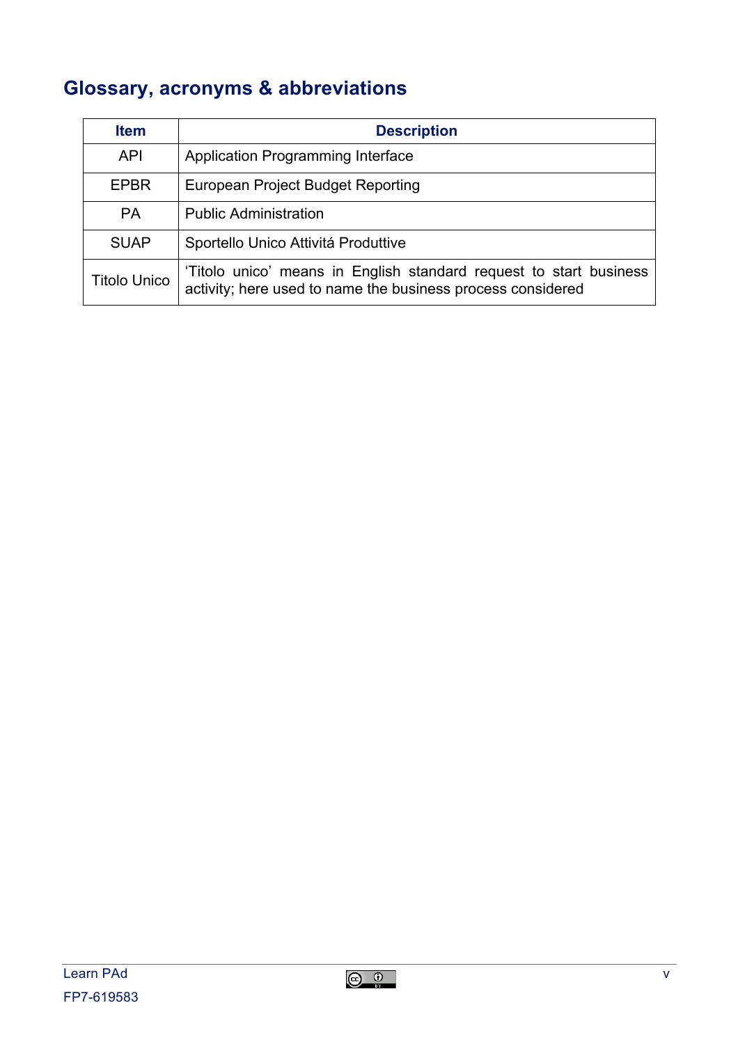## Glossary, acronyms & abbreviations

| Item | Description |
|---|---|
| API | Application Programming Interface |
| EPBR | European Project Budget Reporting |
| PA | Public Administration |
| SUAP | Sportello Unico Attivitá Produttive |
| Titolo Unico | ‘Titolo unico’ means in English standard request to start business activity; here used to name the business process considered |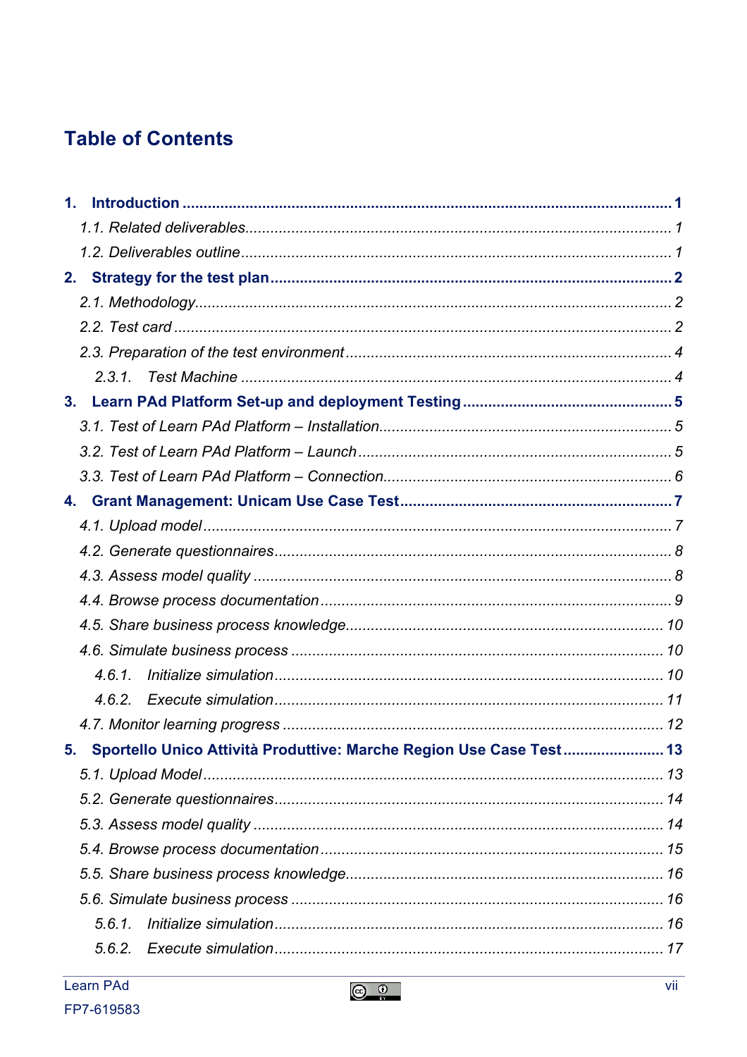# Table of Contents

**1. Introduction ..... 1**

*1.1. Related deliverables ..... 1*

*1.2. Deliverables outline ..... 1*

**2. Strategy for the test plan ..... 2**

*2.1. Methodology ..... 2*

*2.2. Test card ..... 2*

*2.3. Preparation of the test environment ..... 4*

*2.3.1. Test Machine ..... 4*

**3. Learn PAd Platform Set-up and deployment Testing ..... 5**

*3.1. Test of Learn PAd Platform – Installation ..... 5*

*3.2. Test of Learn PAd Platform – Launch ..... 5*

*3.3. Test of Learn PAd Platform – Connection ..... 6*

**4. Grant Management: Unicam Use Case Test ..... 7**

*4.1. Upload model ..... 7*

*4.2. Generate questionnaires ..... 8*

*4.3. Assess model quality ..... 8*

*4.4. Browse process documentation ..... 9*

*4.5. Share business process knowledge ..... 10*

*4.6. Simulate business process ..... 10*

*4.6.1. Initialize simulation ..... 10*

*4.6.2. Execute simulation ..... 11*

*4.7. Monitor learning progress ..... 12*

**5. Sportello Unico Attività Produttive: Marche Region Use Case Test ..... 13**

*5.1. Upload Model ..... 13*

*5.2. Generate questionnaires ..... 14*

*5.3. Assess model quality ..... 14*

*5.4. Browse process documentation ..... 15*

*5.5. Share business process knowledge ..... 16*

*5.6. Simulate business process ..... 16*

*5.6.1. Initialize simulation ..... 16*

*5.6.2. Execute simulation ..... 17*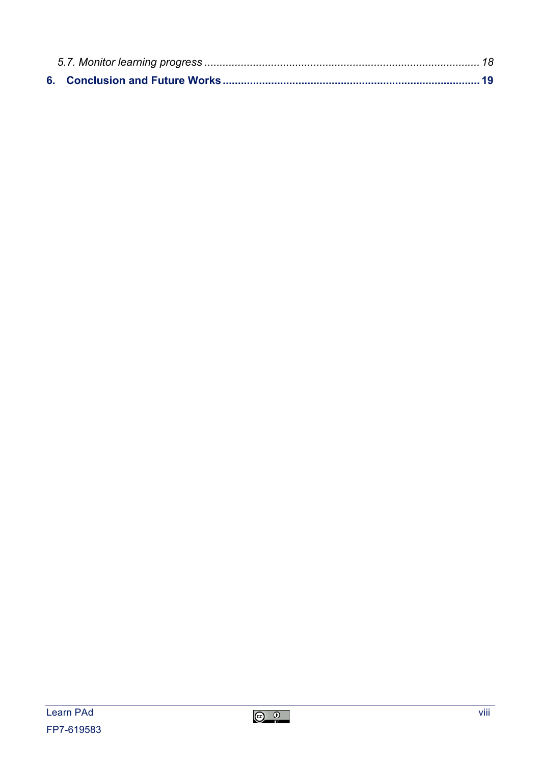*5.7. Monitor learning progress ........................................................................................ 18*

**6. Conclusion and Future Works ..................................................................................... 19**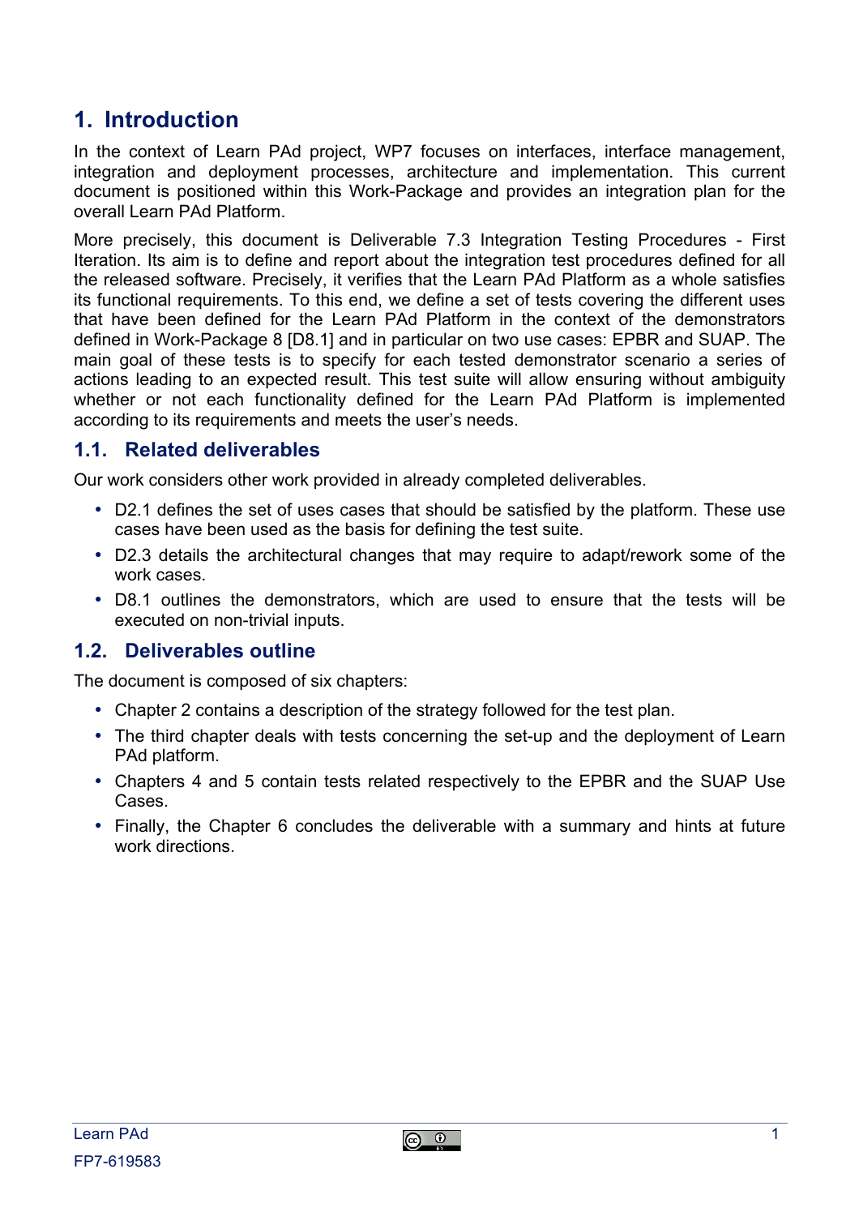# 1. Introduction

In the context of Learn PAd project, WP7 focuses on interfaces, interface management, integration and deployment processes, architecture and implementation. This current document is positioned within this Work-Package and provides an integration plan for the overall Learn PAd Platform.

More precisely, this document is Deliverable 7.3 Integration Testing Procedures - First Iteration. Its aim is to define and report about the integration test procedures defined for all the released software. Precisely, it verifies that the Learn PAd Platform as a whole satisfies its functional requirements. To this end, we define a set of tests covering the different uses that have been defined for the Learn PAd Platform in the context of the demonstrators defined in Work-Package 8 [D8.1] and in particular on two use cases: EPBR and SUAP. The main goal of these tests is to specify for each tested demonstrator scenario a series of actions leading to an expected result. This test suite will allow ensuring without ambiguity whether or not each functionality defined for the Learn PAd Platform is implemented according to its requirements and meets the user's needs.

## 1.1. Related deliverables

Our work considers other work provided in already completed deliverables.

- D2.1 defines the set of uses cases that should be satisfied by the platform. These use cases have been used as the basis for defining the test suite.
- D2.3 details the architectural changes that may require to adapt/rework some of the work cases.
- D8.1 outlines the demonstrators, which are used to ensure that the tests will be executed on non-trivial inputs.

## 1.2. Deliverables outline

The document is composed of six chapters:

- Chapter 2 contains a description of the strategy followed for the test plan.
- The third chapter deals with tests concerning the set-up and the deployment of Learn PAd platform.
- Chapters 4 and 5 contain tests related respectively to the EPBR and the SUAP Use Cases.
- Finally, the Chapter 6 concludes the deliverable with a summary and hints at future work directions.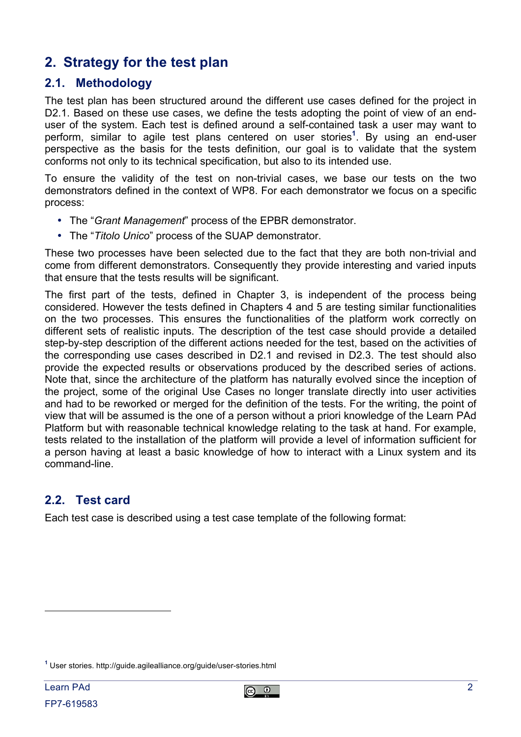# 2. Strategy for the test plan

## 2.1. Methodology

The test plan has been structured around the different use cases defined for the project in D2.1. Based on these use cases, we define the tests adopting the point of view of an end-user of the system. Each test is defined around a self-contained task a user may want to perform, similar to agile test plans centered on user stories[1]. By using an end-user perspective as the basis for the tests definition, our goal is to validate that the system conforms not only to its technical specification, but also to its intended use.

To ensure the validity of the test on non-trivial cases, we base our tests on the two demonstrators defined in the context of WP8. For each demonstrator we focus on a specific process:

- The "*Grant Management*" process of the EPBR demonstrator.
- The "*Titolo Unico*" process of the SUAP demonstrator.

These two processes have been selected due to the fact that they are both non-trivial and come from different demonstrators. Consequently they provide interesting and varied inputs that ensure that the tests results will be significant.

The first part of the tests, defined in Chapter 3, is independent of the process being considered. However the tests defined in Chapters 4 and 5 are testing similar functionalities on the two processes. This ensures the functionalities of the platform work correctly on different sets of realistic inputs. The description of the test case should provide a detailed step-by-step description of the different actions needed for the test, based on the activities of the corresponding use cases described in D2.1 and revised in D2.3. The test should also provide the expected results or observations produced by the described series of actions. Note that, since the architecture of the platform has naturally evolved since the inception of the project, some of the original Use Cases no longer translate directly into user activities and had to be reworked or merged for the definition of the tests. For the writing, the point of view that will be assumed is the one of a person without a priori knowledge of the Learn PAd Platform but with reasonable technical knowledge relating to the task at hand. For example, tests related to the installation of the platform will provide a level of information sufficient for a person having at least a basic knowledge of how to interact with a Linux system and its command-line.

## 2.2. Test card

Each test case is described using a test case template of the following format:

[1] User stories. http://guide.agilealliance.org/guide/user-stories.html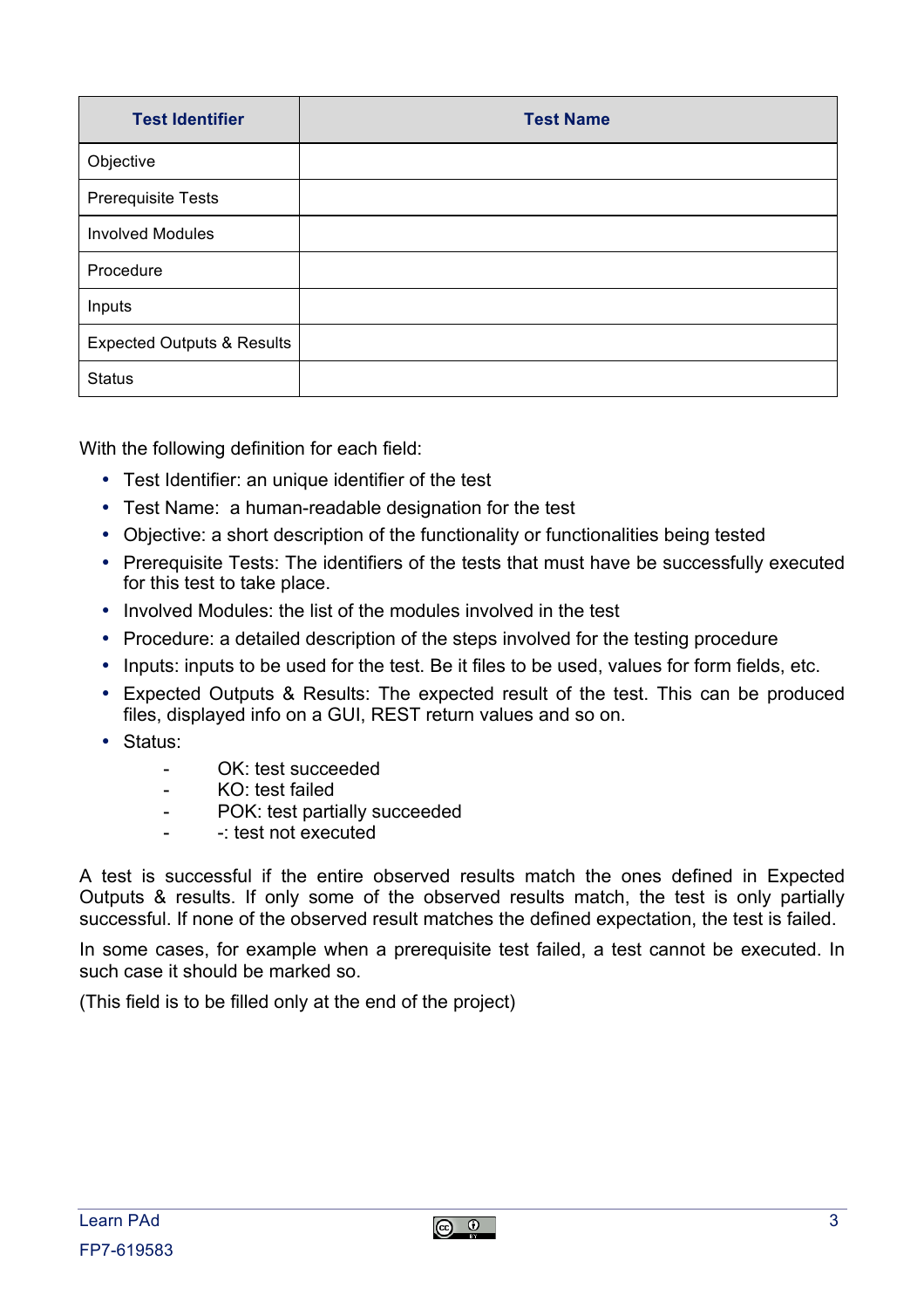| Test Identifier | Test Name |
|---|---|
| Objective | |
| Prerequisite Tests | |
| Involved Modules | |
| Procedure | |
| Inputs | |
| Expected Outputs & Results | |
| Status | |

With the following definition for each field:

- Test Identifier: an unique identifier of the test
- Test Name:  a human-readable designation for the test
- Objective: a short description of the functionality or functionalities being tested
- Prerequisite Tests: The identifiers of the tests that must have be successfully executed for this test to take place.
- Involved Modules: the list of the modules involved in the test
- Procedure: a detailed description of the steps involved for the testing procedure
- Inputs: inputs to be used for the test. Be it files to be used, values for form fields, etc.
- Expected Outputs & Results: The expected result of the test. This can be produced files, displayed info on a GUI, REST return values and so on.
- Status:
    - OK: test succeeded
    - KO: test failed
    - POK: test partially succeeded
    - -: test not executed

A test is successful if the entire observed results match the ones defined in Expected Outputs & results. If only some of the observed results match, the test is only partially successful. If none of the observed result matches the defined expectation, the test is failed.

In some cases, for example when a prerequisite test failed, a test cannot be executed. In such case it should be marked so.

(This field is to be filled only at the end of the project)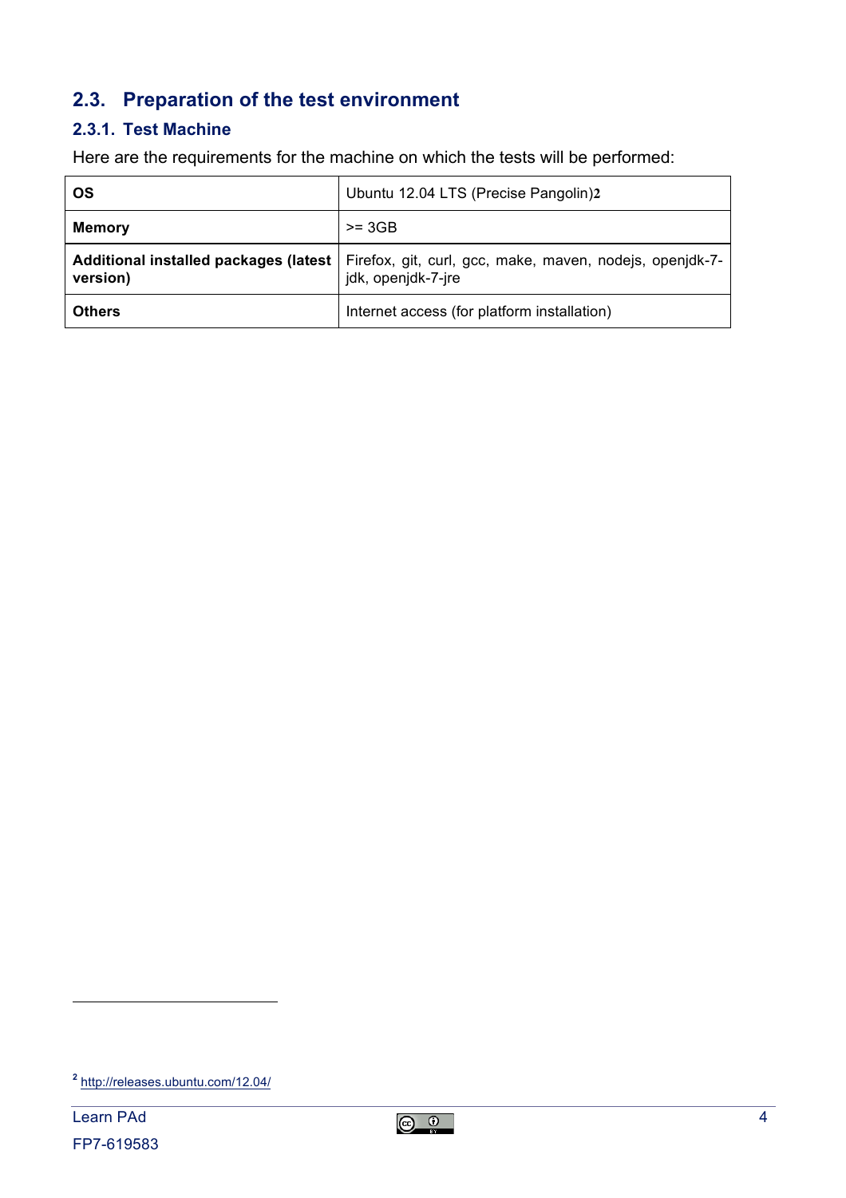## 2.3. Preparation of the test environment

### 2.3.1. Test Machine

Here are the requirements for the machine on which the tests will be performed:

| | |
|---|---|
| **OS** | Ubuntu 12.04 LTS (Precise Pangolin)[2] |
| **Memory** | >= 3GB |
| **Additional installed packages (latest version)** | Firefox, git, curl, gcc, make, maven, nodejs, openjdk-7-jdk, openjdk-7-jre |
| **Others** | Internet access (for platform installation) |

[2] http://releases.ubuntu.com/12.04/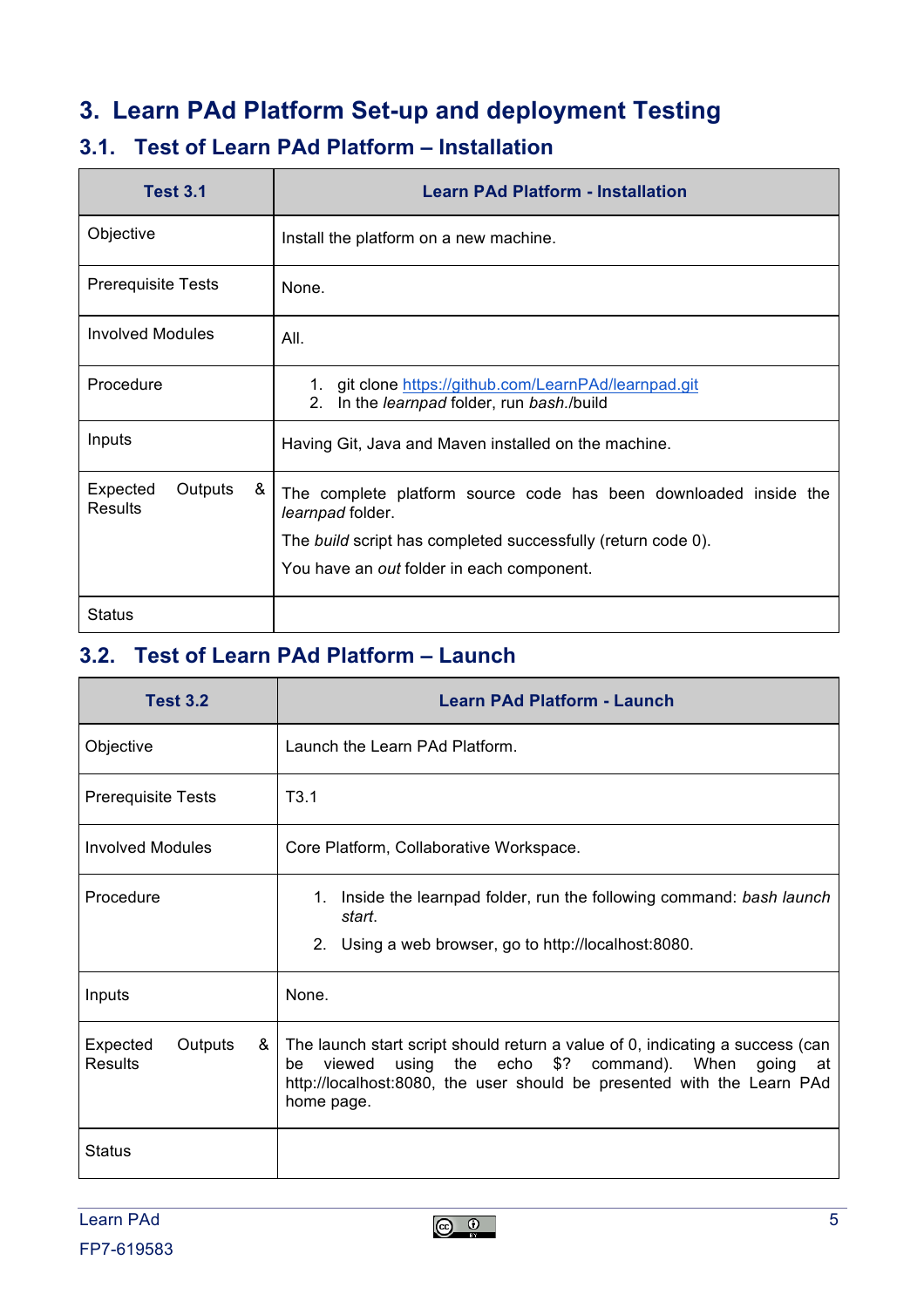# 3. Learn PAd Platform Set-up and deployment Testing

## 3.1. Test of Learn PAd Platform – Installation

| Test 3.1 | Learn PAd Platform - Installation |
|---|---|
| Objective | Install the platform on a new machine. |
| Prerequisite Tests | None. |
| Involved Modules | All. |
| Procedure | 1. git clone https://github.com/LearnPAd/learnpad.git<br>2. In the *learnpad* folder, run *bash*./build |
| Inputs | Having Git, Java and Maven installed on the machine. |
| Expected Outputs & Results | The complete platform source code has been downloaded inside the *learnpad* folder.<br>The *build* script has completed successfully (return code 0).<br>You have an *out* folder in each component. |
| Status | |

## 3.2. Test of Learn PAd Platform – Launch

| Test 3.2 | Learn PAd Platform - Launch |
|---|---|
| Objective | Launch the Learn PAd Platform. |
| Prerequisite Tests | T3.1 |
| Involved Modules | Core Platform, Collaborative Workspace. |
| Procedure | 1. Inside the learnpad folder, run the following command: *bash launch start*.<br>2. Using a web browser, go to http://localhost:8080. |
| Inputs | None. |
| Expected Outputs & Results | The launch start script should return a value of 0, indicating a success (can be viewed using the echo $? command). When going at http://localhost:8080, the user should be presented with the Learn PAd home page. |
| Status | |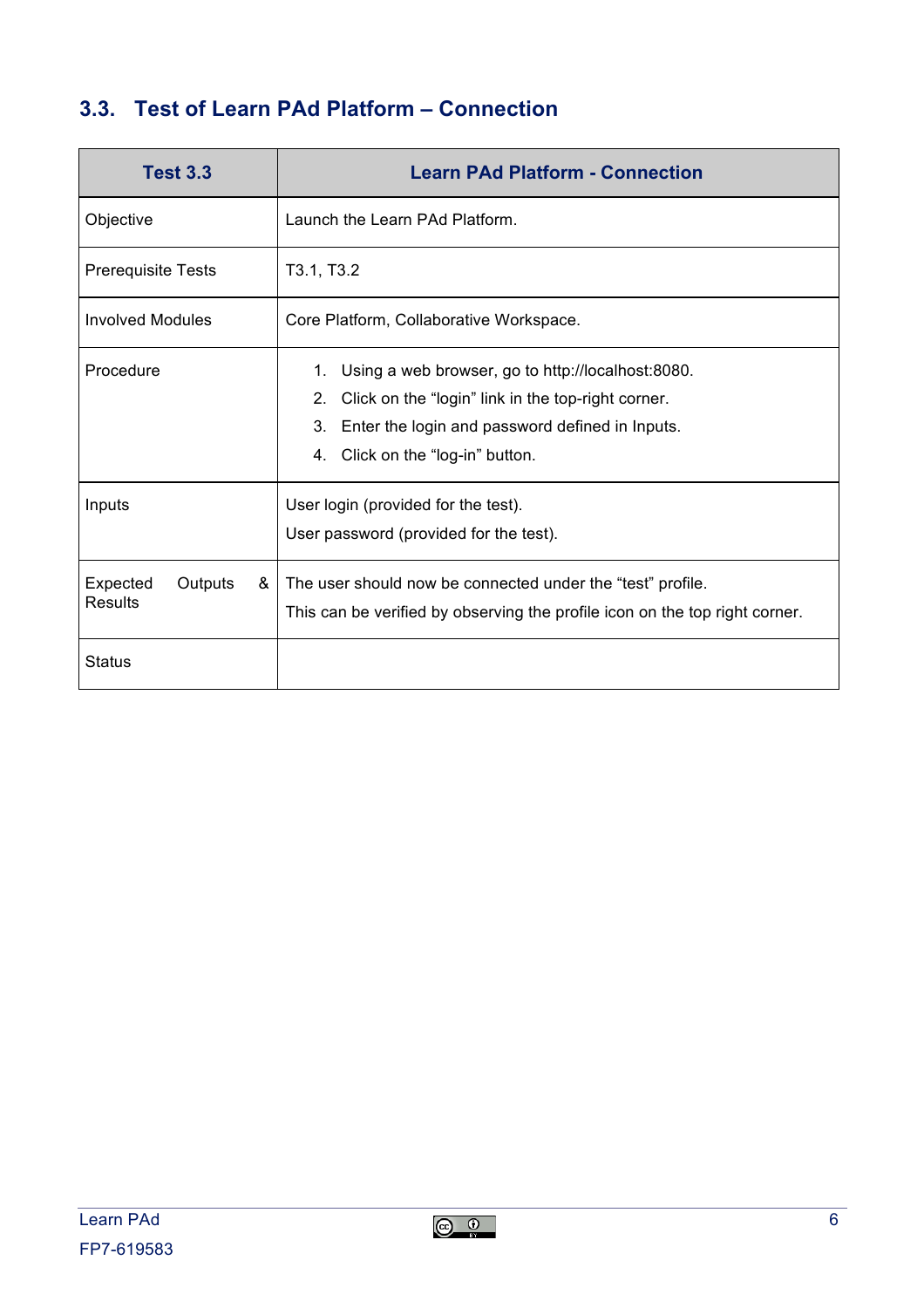## 3.3. Test of Learn PAd Platform – Connection

| Test 3.3 | Learn PAd Platform - Connection |
|---|---|
| Objective | Launch the Learn PAd Platform. |
| Prerequisite Tests | T3.1, T3.2 |
| Involved Modules | Core Platform, Collaborative Workspace. |
| Procedure | 1. Using a web browser, go to http://localhost:8080.<br>2. Click on the "login" link in the top-right corner.<br>3. Enter the login and password defined in Inputs.<br>4. Click on the "log-in" button. |
| Inputs | User login (provided for the test).<br>User password (provided for the test). |
| Expected Outputs & Results | The user should now be connected under the "test" profile.<br>This can be verified by observing the profile icon on the top right corner. |
| Status | |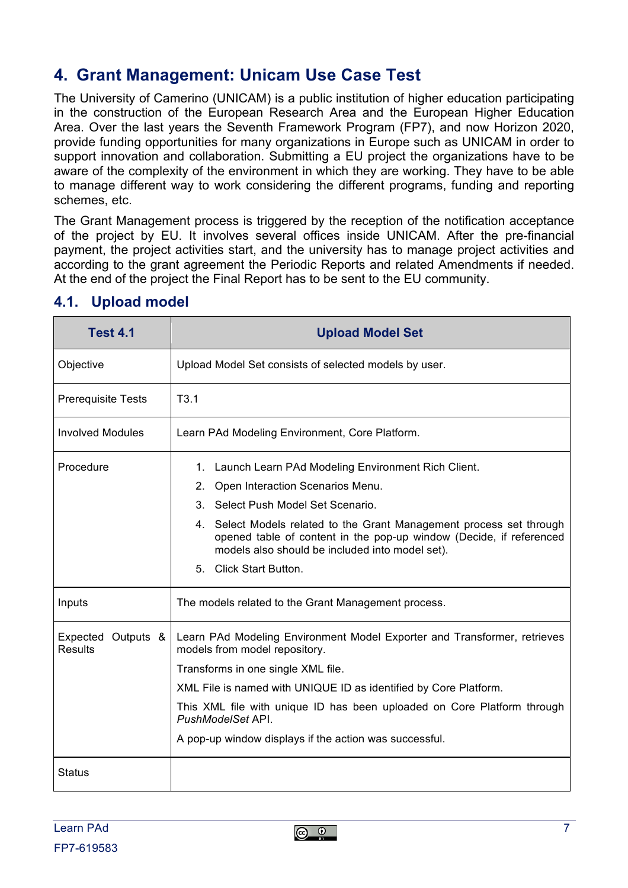# 4. Grant Management: Unicam Use Case Test

The University of Camerino (UNICAM) is a public institution of higher education participating in the construction of the European Research Area and the European Higher Education Area. Over the last years the Seventh Framework Program (FP7), and now Horizon 2020, provide funding opportunities for many organizations in Europe such as UNICAM in order to support innovation and collaboration. Submitting a EU project the organizations have to be aware of the complexity of the environment in which they are working. They have to be able to manage different way to work considering the different programs, funding and reporting schemes, etc.

The Grant Management process is triggered by the reception of the notification acceptance of the project by EU. It involves several offices inside UNICAM. After the pre-financial payment, the project activities start, and the university has to manage project activities and according to the grant agreement the Periodic Reports and related Amendments if needed. At the end of the project the Final Report has to be sent to the EU community.

## 4.1. Upload model

| Test 4.1 | Upload Model Set |
|---|---|
| Objective | Upload Model Set consists of selected models by user. |
| Prerequisite Tests | T3.1 |
| Involved Modules | Learn PAd Modeling Environment, Core Platform. |
| Procedure | 1. Launch Learn PAd Modeling Environment Rich Client.<br>2. Open Interaction Scenarios Menu.<br>3. Select Push Model Set Scenario.<br>4. Select Models related to the Grant Management process set through opened table of content in the pop-up window (Decide, if referenced models also should be included into model set).<br>5. Click Start Button. |
| Inputs | The models related to the Grant Management process. |
| Expected Outputs & Results | Learn PAd Modeling Environment Model Exporter and Transformer, retrieves models from model repository.<br>Transforms in one single XML file.<br>XML File is named with UNIQUE ID as identified by Core Platform.<br>This XML file with unique ID has been uploaded on Core Platform through *PushModelSet* API.<br>A pop-up window displays if the action was successful. |
| Status | |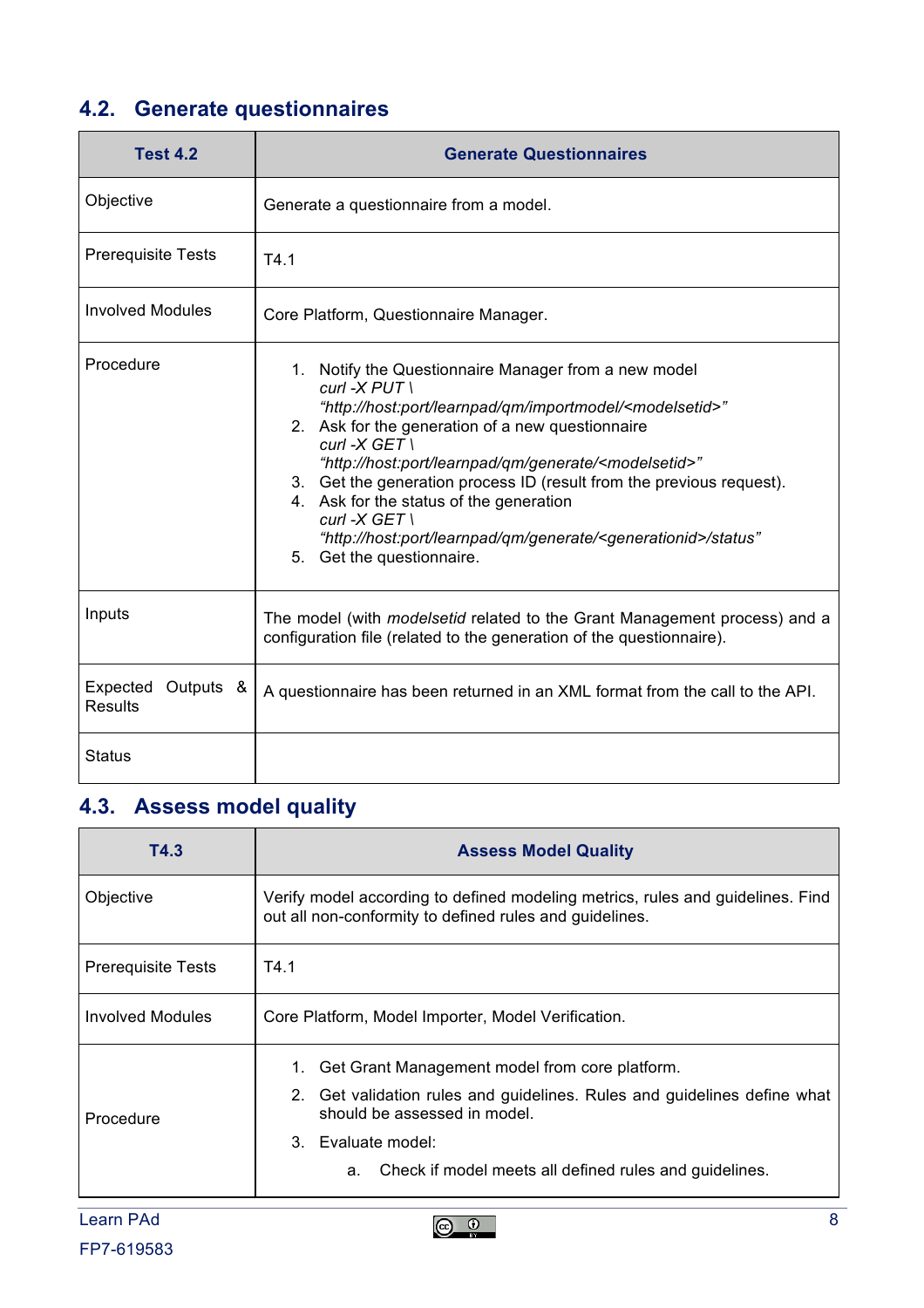## 4.2. Generate questionnaires

| Test 4.2 | Generate Questionnaires |
|---|---|
| Objective | Generate a questionnaire from a model. |
| Prerequisite Tests | T4.1 |
| Involved Modules | Core Platform, Questionnaire Manager. |
| Procedure | 1. Notify the Questionnaire Manager from a new model<br>*curl -X PUT \ "http://host:port/learnpad/qm/importmodel/<modelsetid>"*<br>2. Ask for the generation of a new questionnaire<br>*curl -X GET \ "http://host:port/learnpad/qm/generate/<modelsetid>"*<br>3. Get the generation process ID (result from the previous request).<br>4. Ask for the status of the generation<br>*curl -X GET \ "http://host:port/learnpad/qm/generate/<generationid>/status"*<br>5. Get the questionnaire. |
| Inputs | The model (with *modelsetid* related to the Grant Management process) and a configuration file (related to the generation of the questionnaire). |
| Expected Outputs & Results | A questionnaire has been returned in an XML format from the call to the API. |
| Status | |

## 4.3. Assess model quality

| T4.3 | Assess Model Quality |
|---|---|
| Objective | Verify model according to defined modeling metrics, rules and guidelines. Find out all non-conformity to defined rules and guidelines. |
| Prerequisite Tests | T4.1 |
| Involved Modules | Core Platform, Model Importer, Model Verification. |
| Procedure | 1. Get Grant Management model from core platform.<br>2. Get validation rules and guidelines. Rules and guidelines define what should be assessed in model.<br>3. Evaluate model:<br>a. Check if model meets all defined rules and guidelines. |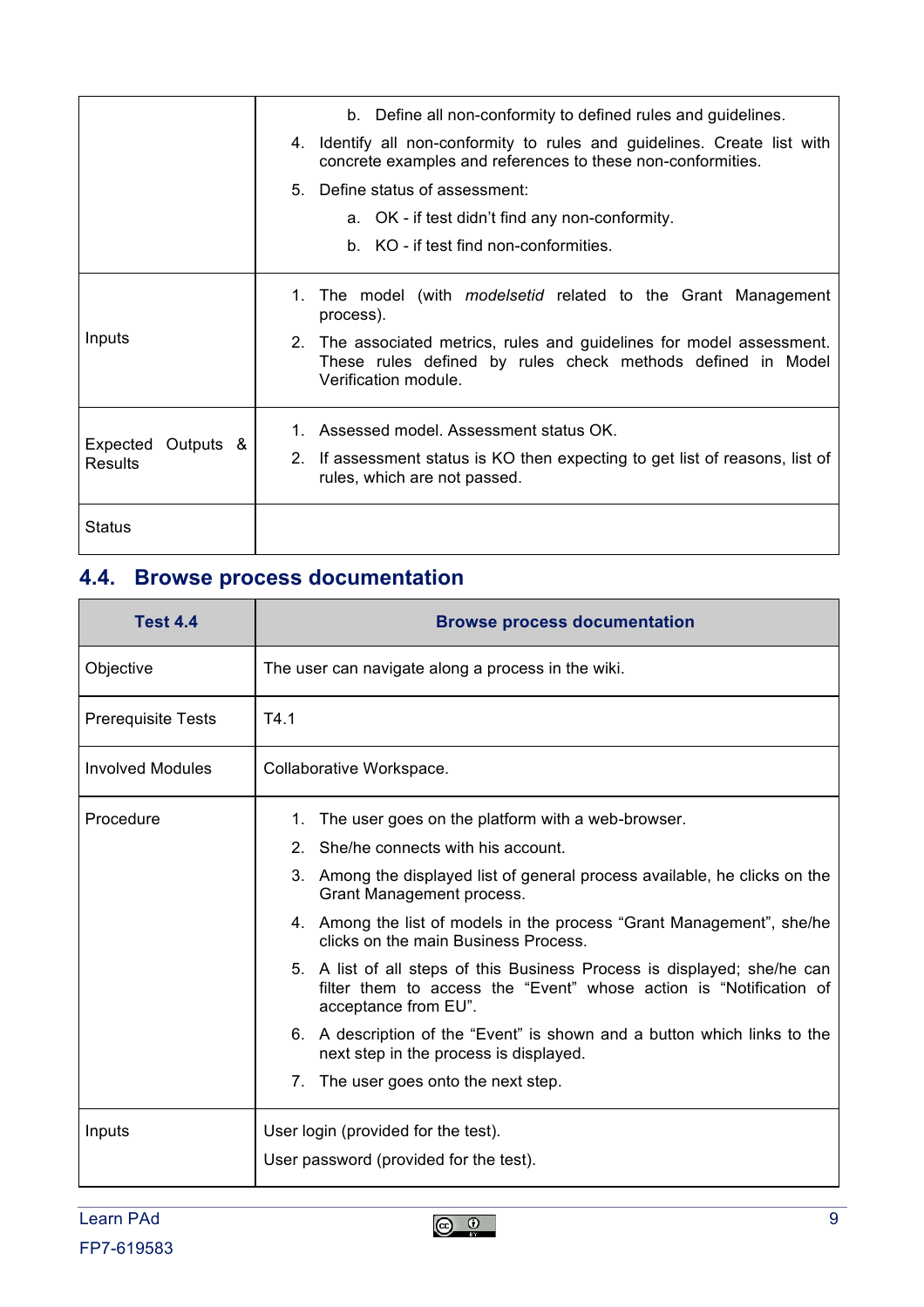| | |
|---|---|
| | b. Define all non-conformity to defined rules and guidelines.<br>4. Identify all non-conformity to rules and guidelines. Create list with concrete examples and references to these non-conformities.<br>5. Define status of assessment:<br>a. OK - if test didn't find any non-conformity.<br>b. KO - if test find non-conformities. |
| Inputs | 1. The model (with *modelsetid* related to the Grant Management process).<br>2. The associated metrics, rules and guidelines for model assessment. These rules defined by rules check methods defined in Model Verification module. |
| Expected Outputs & Results | 1. Assessed model. Assessment status OK.<br>2. If assessment status is KO then expecting to get list of reasons, list of rules, which are not passed. |
| Status | |

## 4.4. Browse process documentation

| **Test 4.4** | **Browse process documentation** |
|---|---|
| Objective | The user can navigate along a process in the wiki. |
| Prerequisite Tests | T4.1 |
| Involved Modules | Collaborative Workspace. |
| Procedure | 1. The user goes on the platform with a web-browser.<br>2. She/he connects with his account.<br>3. Among the displayed list of general process available, he clicks on the Grant Management process.<br>4. Among the list of models in the process "Grant Management", she/he clicks on the main Business Process.<br>5. A list of all steps of this Business Process is displayed; she/he can filter them to access the "Event" whose action is "Notification of acceptance from EU".<br>6. A description of the "Event" is shown and a button which links to the next step in the process is displayed.<br>7. The user goes onto the next step. |
| Inputs | User login (provided for the test).<br>User password (provided for the test). |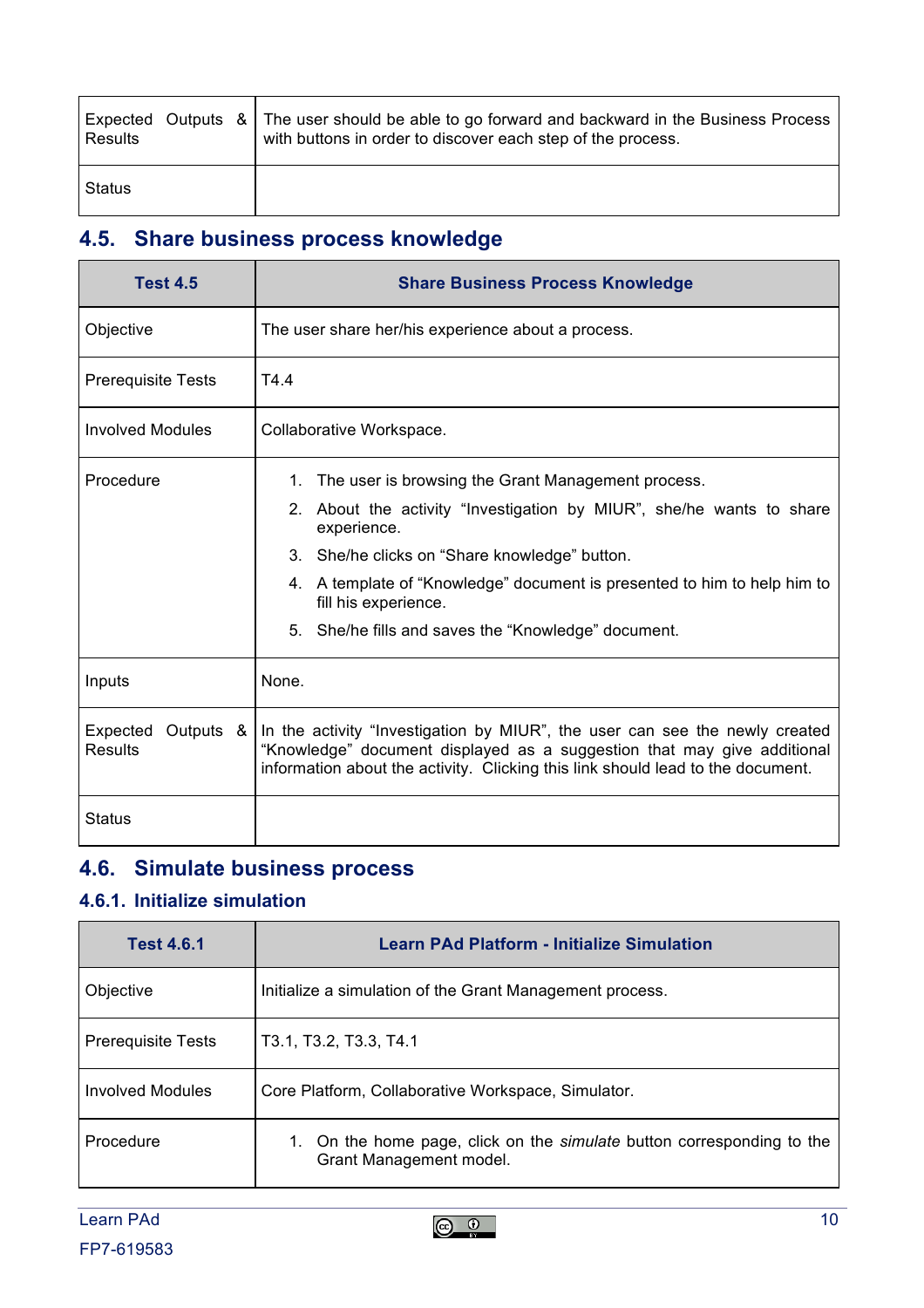| Expected Outputs & Results | The user should be able to go forward and backward in the Business Process with buttons in order to discover each step of the process. |
|---|---|
| Status | |

## 4.5. Share business process knowledge

| **Test 4.5** | **Share Business Process Knowledge** |
|---|---|
| Objective | The user share her/his experience about a process. |
| Prerequisite Tests | T4.4 |
| Involved Modules | Collaborative Workspace. |
| Procedure | 1. The user is browsing the Grant Management process.<br>2. About the activity “Investigation by MIUR”, she/he wants to share experience.<br>3. She/he clicks on “Share knowledge” button.<br>4. A template of “Knowledge” document is presented to him to help him to fill his experience.<br>5. She/he fills and saves the “Knowledge” document. |
| Inputs | None. |
| Expected Outputs & Results | In the activity “Investigation by MIUR”, the user can see the newly created “Knowledge” document displayed as a suggestion that may give additional information about the activity. Clicking this link should lead to the document. |
| Status | |

## 4.6. Simulate business process

### 4.6.1. Initialize simulation

| **Test 4.6.1** | **Learn PAd Platform - Initialize Simulation** |
|---|---|
| Objective | Initialize a simulation of the Grant Management process. |
| Prerequisite Tests | T3.1, T3.2, T3.3, T4.1 |
| Involved Modules | Core Platform, Collaborative Workspace, Simulator. |
| Procedure | 1. On the home page, click on the *simulate* button corresponding to the Grant Management model. |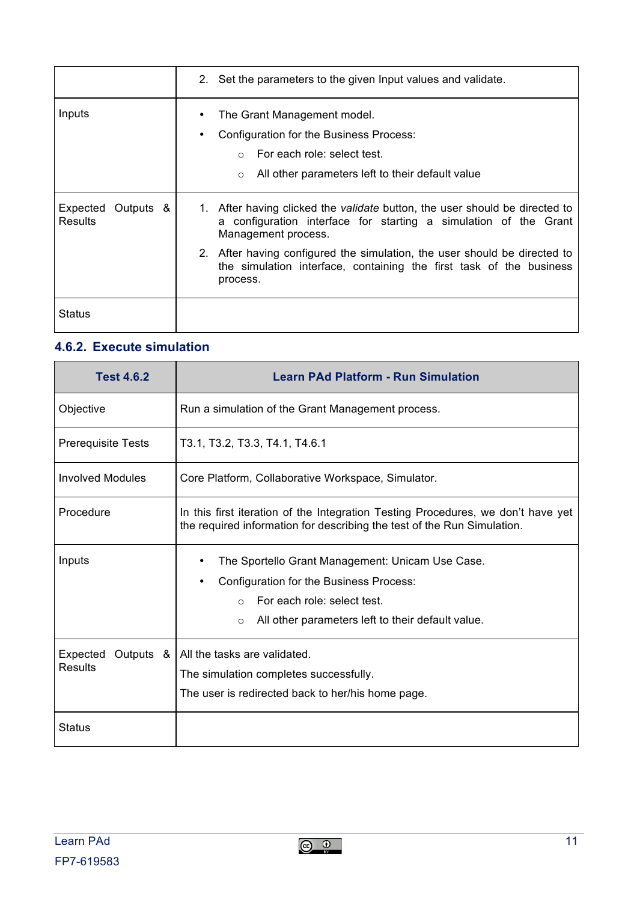|  |  |
|---|---|
|  | 2. Set the parameters to the given Input values and validate. |
| Inputs | • The Grant Management model.<br>• Configuration for the Business Process:<br>&nbsp;&nbsp;&nbsp;&nbsp;○ For each role: select test.<br>&nbsp;&nbsp;&nbsp;&nbsp;○ All other parameters left to their default value |
| Expected Outputs & Results | 1. After having clicked the *validate* button, the user should be directed to a configuration interface for starting a simulation of the Grant Management process.<br>2. After having configured the simulation, the user should be directed to the simulation interface, containing the first task of the business process. |
| Status |  |

### 4.6.2. Execute simulation

| Test 4.6.2 | Learn PAd Platform - Run Simulation |
|---|---|
| Objective | Run a simulation of the Grant Management process. |
| Prerequisite Tests | T3.1, T3.2, T3.3, T4.1, T4.6.1 |
| Involved Modules | Core Platform, Collaborative Workspace, Simulator. |
| Procedure | In this first iteration of the Integration Testing Procedures, we don't have yet the required information for describing the test of the Run Simulation. |
| Inputs | • The Sportello Grant Management: Unicam Use Case.<br>• Configuration for the Business Process:<br>&nbsp;&nbsp;&nbsp;&nbsp;○ For each role: select test.<br>&nbsp;&nbsp;&nbsp;&nbsp;○ All other parameters left to their default value. |
| Expected Outputs & Results | All the tasks are validated.<br>The simulation completes successfully.<br>The user is redirected back to her/his home page. |
| Status |  |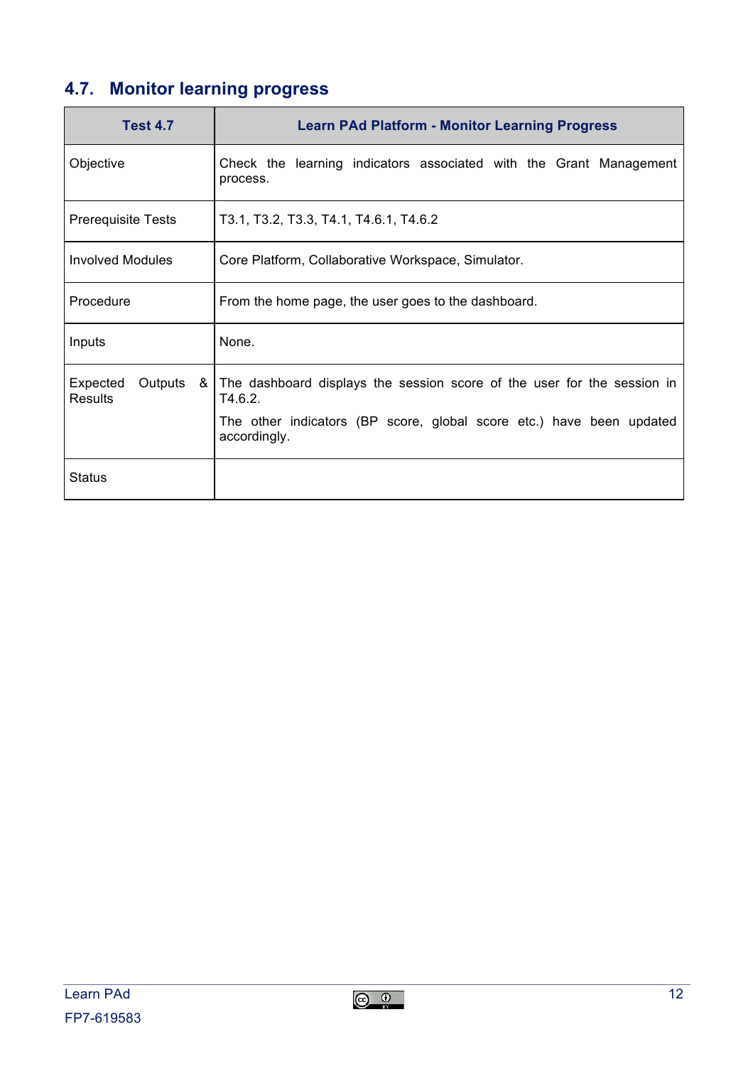## 4.7. Monitor learning progress

| Test 4.7 | Learn PAd Platform - Monitor Learning Progress |
|---|---|
| Objective | Check the learning indicators associated with the Grant Management process. |
| Prerequisite Tests | T3.1, T3.2, T3.3, T4.1, T4.6.1, T4.6.2 |
| Involved Modules | Core Platform, Collaborative Workspace, Simulator. |
| Procedure | From the home page, the user goes to the dashboard. |
| Inputs | None. |
| Expected Outputs & Results | The dashboard displays the session score of the user for the session in T4.6.2.<br>The other indicators (BP score, global score etc.) have been updated accordingly. |
| Status | |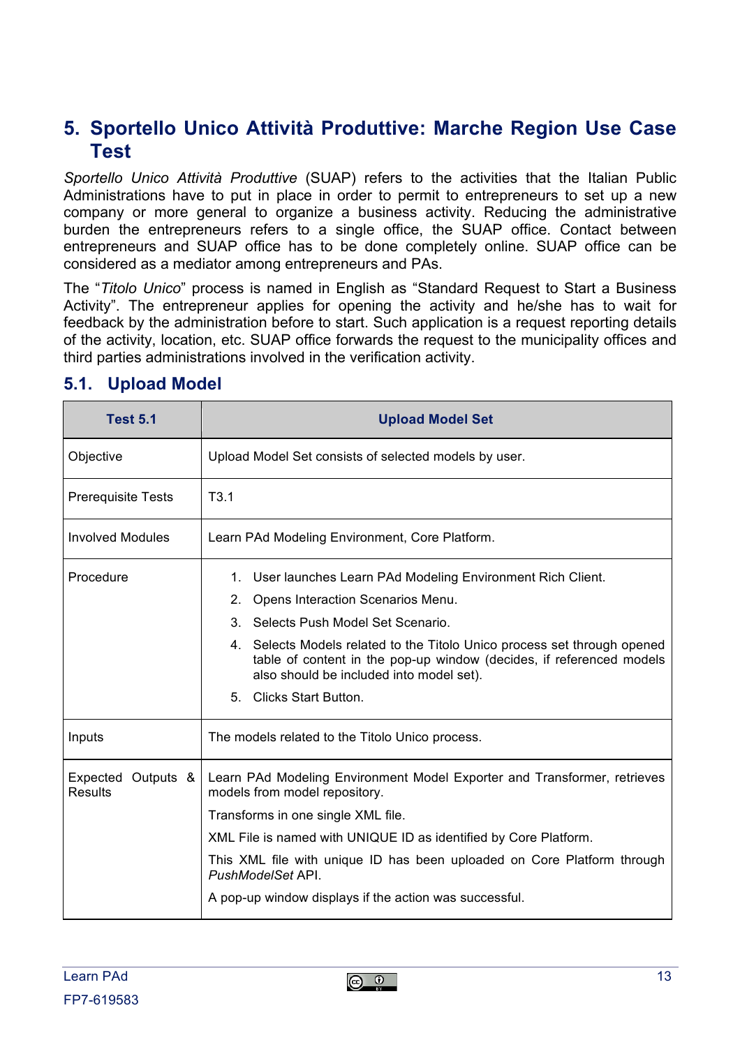# 5. Sportello Unico Attività Produttive: Marche Region Use Case Test

*Sportello Unico Attività Produttive* (SUAP) refers to the activities that the Italian Public Administrations have to put in place in order to permit to entrepreneurs to set up a new company or more general to organize a business activity. Reducing the administrative burden the entrepreneurs refers to a single office, the SUAP office. Contact between entrepreneurs and SUAP office has to be done completely online. SUAP office can be considered as a mediator among entrepreneurs and PAs.

The "*Titolo Unico*" process is named in English as "Standard Request to Start a Business Activity". The entrepreneur applies for opening the activity and he/she has to wait for feedback by the administration before to start. Such application is a request reporting details of the activity, location, etc. SUAP office forwards the request to the municipality offices and third parties administrations involved in the verification activity.

## 5.1. Upload Model

| Test 5.1 | Upload Model Set |
|---|---|
| Objective | Upload Model Set consists of selected models by user. |
| Prerequisite Tests | T3.1 |
| Involved Modules | Learn PAd Modeling Environment, Core Platform. |
| Procedure | 1. User launches Learn PAd Modeling Environment Rich Client.<br>2. Opens Interaction Scenarios Menu.<br>3. Selects Push Model Set Scenario.<br>4. Selects Models related to the Titolo Unico process set through opened table of content in the pop-up window (decides, if referenced models also should be included into model set).<br>5. Clicks Start Button. |
| Inputs | The models related to the Titolo Unico process. |
| Expected Outputs & Results | Learn PAd Modeling Environment Model Exporter and Transformer, retrieves models from model repository.<br>Transforms in one single XML file.<br>XML File is named with UNIQUE ID as identified by Core Platform.<br>This XML file with unique ID has been uploaded on Core Platform through *PushModelSet* API.<br>A pop-up window displays if the action was successful. |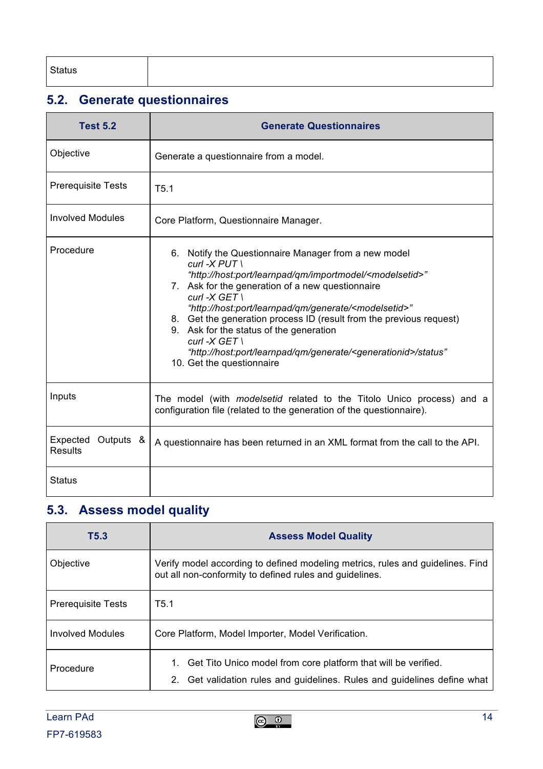| Status | |
|---|---|

## 5.2. Generate questionnaires

| Test 5.2 | Generate Questionnaires |
|---|---|
| Objective | Generate a questionnaire from a model. |
| Prerequisite Tests | T5.1 |
| Involved Modules | Core Platform, Questionnaire Manager. |
| Procedure | 6. Notify the Questionnaire Manager from a new model<br>*curl -X PUT \ "http://host:port/learnpad/qm/importmodel/<modelsetid>"*<br>7. Ask for the generation of a new questionnaire<br>*curl -X GET \ "http://host:port/learnpad/qm/generate/<modelsetid>"*<br>8. Get the generation process ID (result from the previous request)<br>9. Ask for the status of the generation<br>*curl -X GET \ "http://host:port/learnpad/qm/generate/<generationid>/status"*<br>10. Get the questionnaire |
| Inputs | The model (with *modelsetid* related to the Titolo Unico process) and a configuration file (related to the generation of the questionnaire). |
| Expected Outputs & Results | A questionnaire has been returned in an XML format from the call to the API. |
| Status | |

## 5.3. Assess model quality

| T5.3 | Assess Model Quality |
|---|---|
| Objective | Verify model according to defined modeling metrics, rules and guidelines. Find out all non-conformity to defined rules and guidelines. |
| Prerequisite Tests | T5.1 |
| Involved Modules | Core Platform, Model Importer, Model Verification. |
| Procedure | 1. Get Tito Unico model from core platform that will be verified.<br>2. Get validation rules and guidelines. Rules and guidelines define what |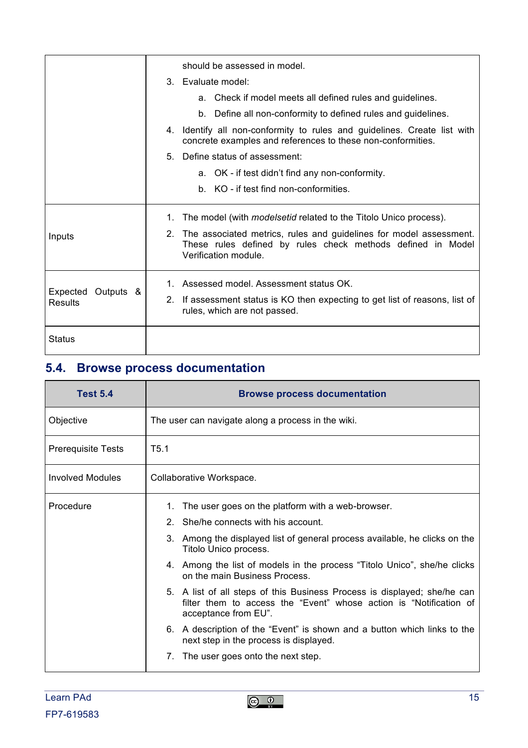| | |
|---|---|
| | should be assessed in model.<br>3. Evaluate model:<br>a. Check if model meets all defined rules and guidelines.<br>b. Define all non-conformity to defined rules and guidelines.<br>4. Identify all non-conformity to rules and guidelines. Create list with concrete examples and references to these non-conformities.<br>5. Define status of assessment:<br>a. OK - if test didn't find any non-conformity.<br>b. KO - if test find non-conformities. |
| Inputs | 1. The model (with *modelsetid* related to the Titolo Unico process).<br>2. The associated metrics, rules and guidelines for model assessment. These rules defined by rules check methods defined in Model Verification module. |
| Expected Outputs & Results | 1. Assessed model. Assessment status OK.<br>2. If assessment status is KO then expecting to get list of reasons, list of rules, which are not passed. |
| Status | |

## 5.4. Browse process documentation

| **Test 5.4** | **Browse process documentation** |
|---|---|
| Objective | The user can navigate along a process in the wiki. |
| Prerequisite Tests | T5.1 |
| Involved Modules | Collaborative Workspace. |
| Procedure | 1. The user goes on the platform with a web-browser.<br>2. She/he connects with his account.<br>3. Among the displayed list of general process available, he clicks on the Titolo Unico process.<br>4. Among the list of models in the process "Titolo Unico", she/he clicks on the main Business Process.<br>5. A list of all steps of this Business Process is displayed; she/he can filter them to access the "Event" whose action is "Notification of acceptance from EU".<br>6. A description of the "Event" is shown and a button which links to the next step in the process is displayed.<br>7. The user goes onto the next step. |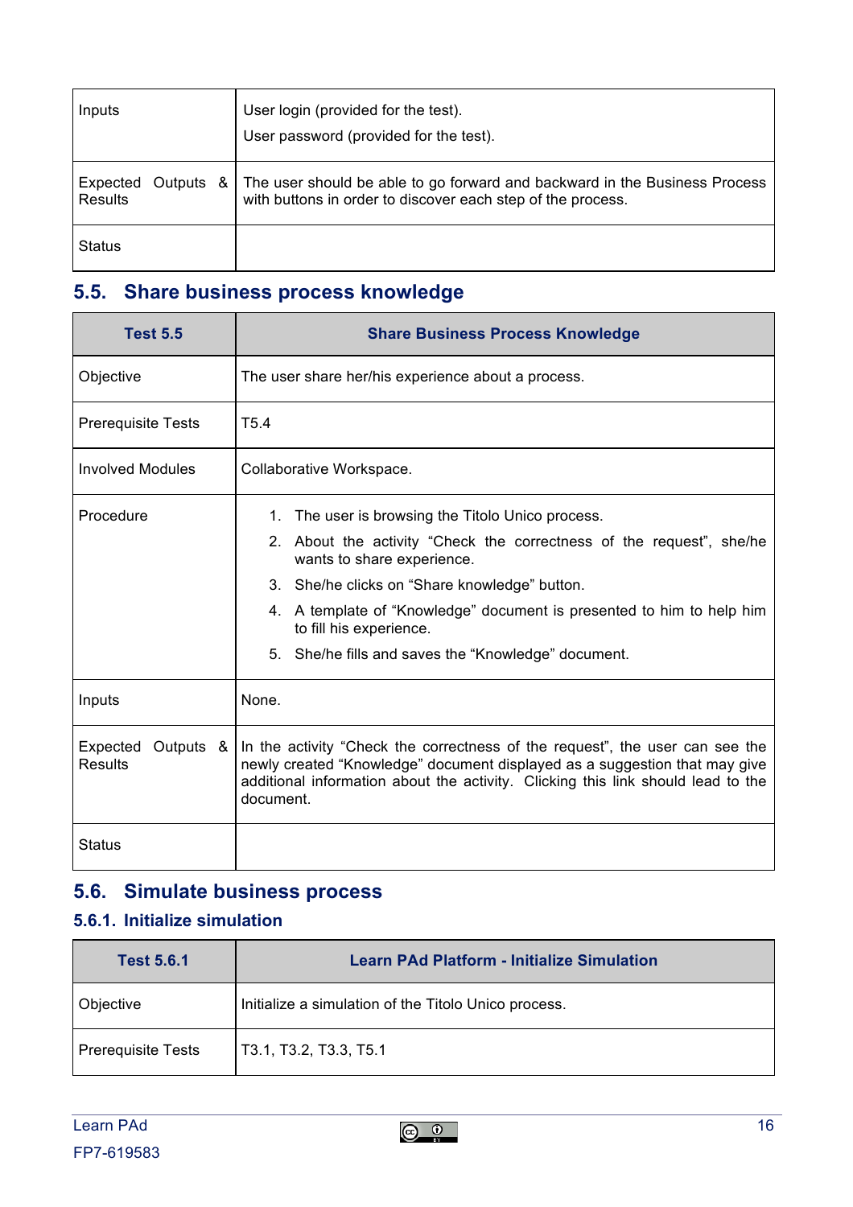| | |
|---|---|
| Inputs | User login (provided for the test).<br>User password (provided for the test). |
| Expected Outputs & Results | The user should be able to go forward and backward in the Business Process with buttons in order to discover each step of the process. |
| Status | |

## 5.5. Share business process knowledge

| Test 5.5 | Share Business Process Knowledge |
|---|---|
| Objective | The user share her/his experience about a process. |
| Prerequisite Tests | T5.4 |
| Involved Modules | Collaborative Workspace. |
| Procedure | 1. The user is browsing the Titolo Unico process.<br>2. About the activity “Check the correctness of the request”, she/he wants to share experience.<br>3. She/he clicks on “Share knowledge” button.<br>4. A template of “Knowledge” document is presented to him to help him to fill his experience.<br>5. She/he fills and saves the “Knowledge” document. |
| Inputs | None. |
| Expected Outputs & Results | In the activity “Check the correctness of the request”, the user can see the newly created “Knowledge” document displayed as a suggestion that may give additional information about the activity. Clicking this link should lead to the document. |
| Status | |

## 5.6. Simulate business process

### 5.6.1. Initialize simulation

| Test 5.6.1 | Learn PAd Platform - Initialize Simulation |
|---|---|
| Objective | Initialize a simulation of the Titolo Unico process. |
| Prerequisite Tests | T3.1, T3.2, T3.3, T5.1 |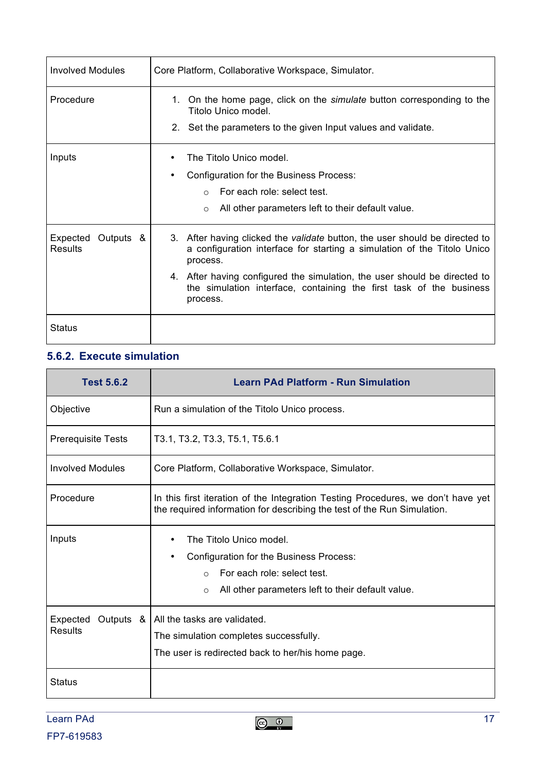| | |
|---|---|
| Involved Modules | Core Platform, Collaborative Workspace, Simulator. |
| Procedure | 1. On the home page, click on the *simulate* button corresponding to the Titolo Unico model.<br>2. Set the parameters to the given Input values and validate. |
| Inputs | • The Titolo Unico model.<br>• Configuration for the Business Process:<br>  ○ For each role: select test.<br>  ○ All other parameters left to their default value. |
| Expected Outputs & Results | 3. After having clicked the *validate* button, the user should be directed to a configuration interface for starting a simulation of the Titolo Unico process.<br>4. After having configured the simulation, the user should be directed to the simulation interface, containing the first task of the business process. |
| Status | |

### 5.6.2. Execute simulation

| **Test 5.6.2** | **Learn PAd Platform - Run Simulation** |
|---|---|
| Objective | Run a simulation of the Titolo Unico process. |
| Prerequisite Tests | T3.1, T3.2, T3.3, T5.1, T5.6.1 |
| Involved Modules | Core Platform, Collaborative Workspace, Simulator. |
| Procedure | In this first iteration of the Integration Testing Procedures, we don't have yet the required information for describing the test of the Run Simulation. |
| Inputs | • The Titolo Unico model.<br>• Configuration for the Business Process:<br>  ○ For each role: select test.<br>  ○ All other parameters left to their default value. |
| Expected Outputs & Results | All the tasks are validated.<br>The simulation completes successfully.<br>The user is redirected back to her/his home page. |
| Status | |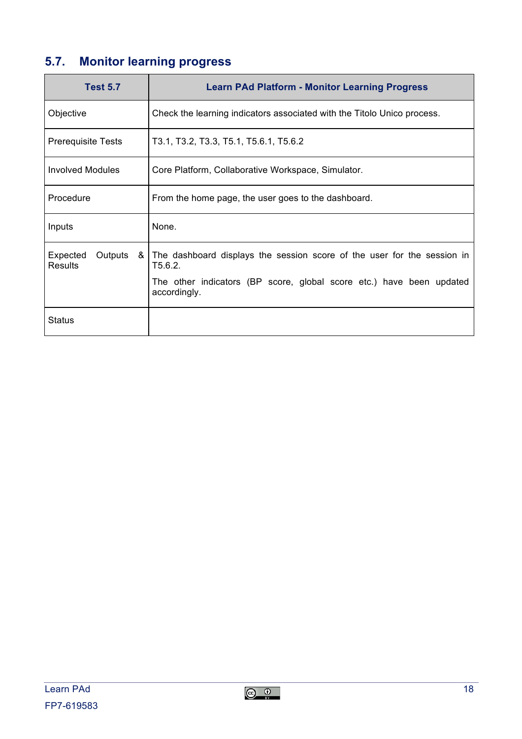## 5.7. Monitor learning progress

| Test 5.7 | Learn PAd Platform - Monitor Learning Progress |
|---|---|
| Objective | Check the learning indicators associated with the Titolo Unico process. |
| Prerequisite Tests | T3.1, T3.2, T3.3, T5.1, T5.6.1, T5.6.2 |
| Involved Modules | Core Platform, Collaborative Workspace, Simulator. |
| Procedure | From the home page, the user goes to the dashboard. |
| Inputs | None. |
| Expected Outputs & Results | The dashboard displays the session score of the user for the session in T5.6.2.<br><br>The other indicators (BP score, global score etc.) have been updated accordingly. |
| Status | |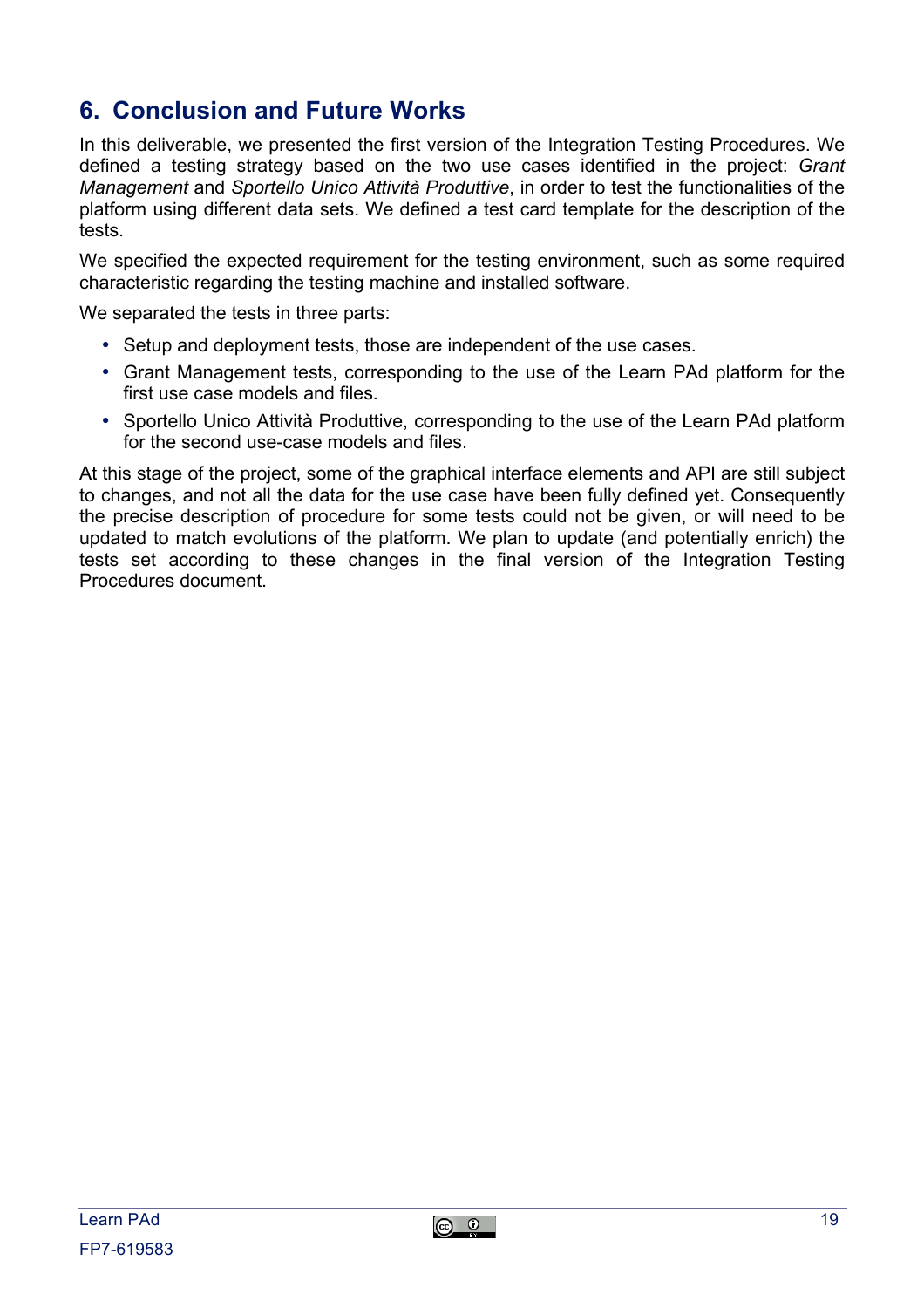# 6. Conclusion and Future Works

In this deliverable, we presented the first version of the Integration Testing Procedures. We defined a testing strategy based on the two use cases identified in the project: *Grant Management* and *Sportello Unico Attività Produttive*, in order to test the functionalities of the platform using different data sets. We defined a test card template for the description of the tests.

We specified the expected requirement for the testing environment, such as some required characteristic regarding the testing machine and installed software.

We separated the tests in three parts:

- Setup and deployment tests, those are independent of the use cases.
- Grant Management tests, corresponding to the use of the Learn PAd platform for the first use case models and files.
- Sportello Unico Attività Produttive, corresponding to the use of the Learn PAd platform for the second use-case models and files.

At this stage of the project, some of the graphical interface elements and API are still subject to changes, and not all the data for the use case have been fully defined yet. Consequently the precise description of procedure for some tests could not be given, or will need to be updated to match evolutions of the platform. We plan to update (and potentially enrich) the tests set according to these changes in the final version of the Integration Testing Procedures document.